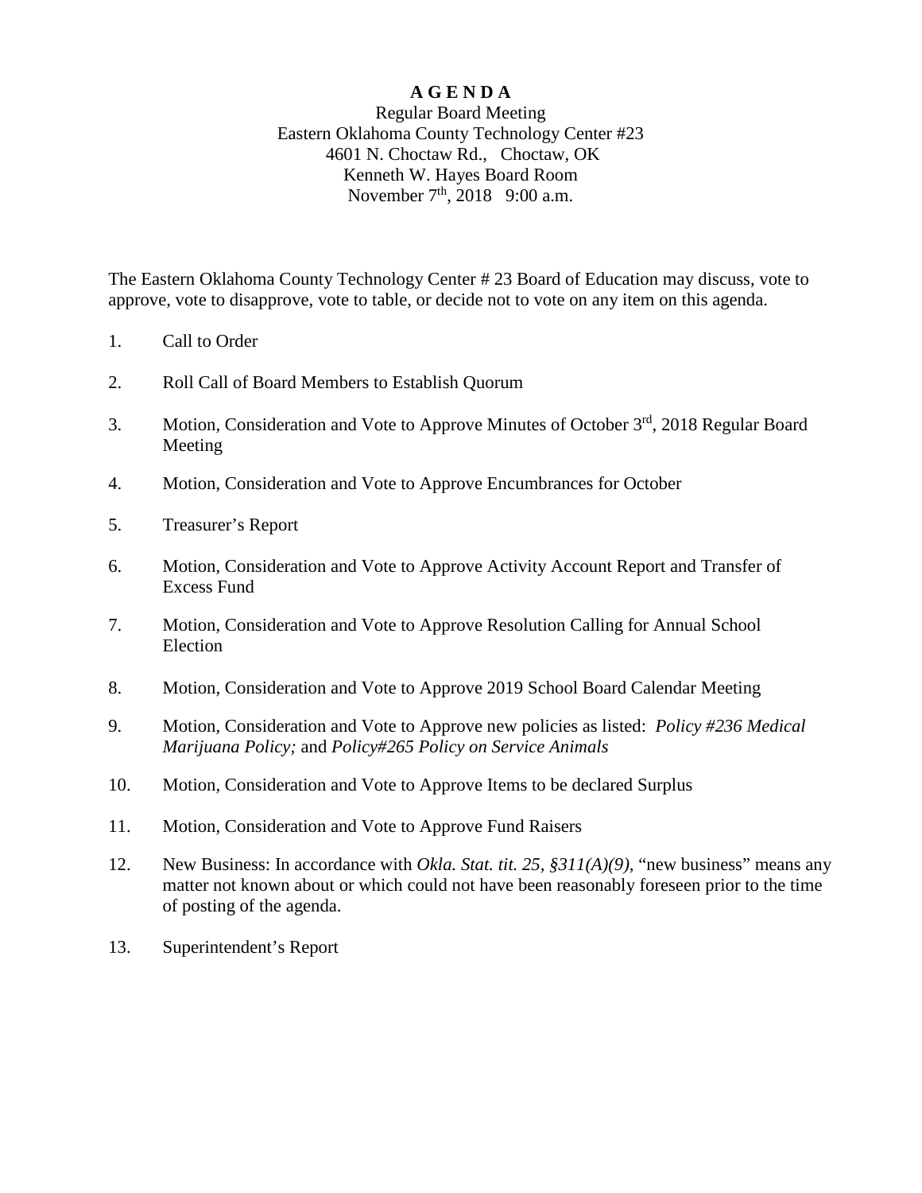# **A G E N D A**

Regular Board Meeting
Eastern Oklahoma County Technology Center #23
4601 N. Choctaw Rd., Choctaw, OK
Kenneth W. Hayes Board Room
November 7th, 2018 9:00 a.m.

The Eastern Oklahoma County Technology Center # 23 Board of Education may discuss, vote to approve, vote to disapprove, vote to table, or decide not to vote on any item on this agenda.

1. Call to Order

2. Roll Call of Board Members to Establish Quorum

3. Motion, Consideration and Vote to Approve Minutes of October 3rd, 2018 Regular Board Meeting

4. Motion, Consideration and Vote to Approve Encumbrances for October

5. Treasurer's Report

6. Motion, Consideration and Vote to Approve Activity Account Report and Transfer of Excess Fund

7. Motion, Consideration and Vote to Approve Resolution Calling for Annual School Election

8. Motion, Consideration and Vote to Approve 2019 School Board Calendar Meeting

9. Motion, Consideration and Vote to Approve new policies as listed: *Policy #236 Medical Marijuana Policy;* and *Policy#265 Policy on Service Animals*

10. Motion, Consideration and Vote to Approve Items to be declared Surplus

11. Motion, Consideration and Vote to Approve Fund Raisers

12. New Business: In accordance with *Okla. Stat. tit. 25, §311(A)(9)*, "new business" means any matter not known about or which could not have been reasonably foreseen prior to the time of posting of the agenda.

13. Superintendent's Report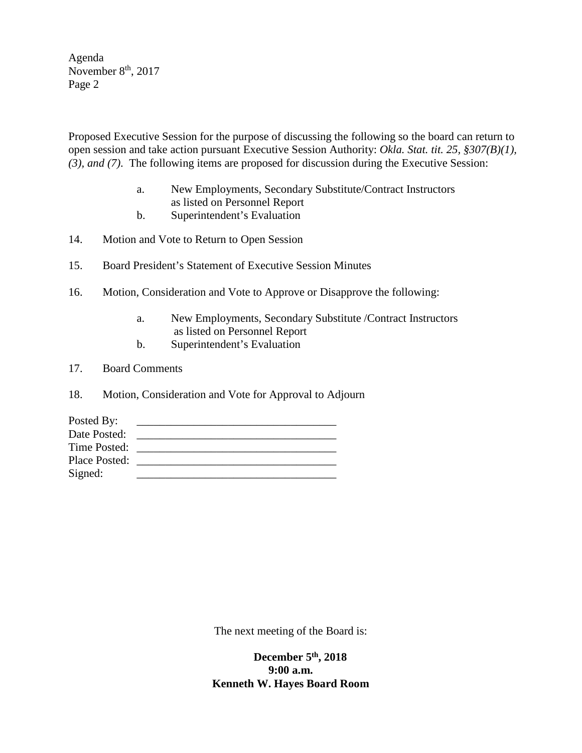Proposed Executive Session for the purpose of discussing the following so the board can return to open session and take action pursuant Executive Session Authority: *Okla. Stat. tit. 25, §307(B)(1), (3), and (7).* The following items are proposed for discussion during the Executive Session:

- a. New Employments, Secondary Substitute/Contract Instructors as listed on Personnel Report
- b. Superintendent's Evaluation

14. Motion and Vote to Return to Open Session

15. Board President's Statement of Executive Session Minutes

16. Motion, Consideration and Vote to Approve or Disapprove the following:

    - a. New Employments, Secondary Substitute /Contract Instructors as listed on Personnel Report
    - b. Superintendent's Evaluation

17. Board Comments

18. Motion, Consideration and Vote for Approval to Adjourn

Posted By: ___________________________________
Date Posted: ___________________________________
Time Posted: ___________________________________
Place Posted: ___________________________________
Signed: ___________________________________

The next meeting of the Board is:

**December 5th, 2018**
**9:00 a.m.**
**Kenneth W. Hayes Board Room**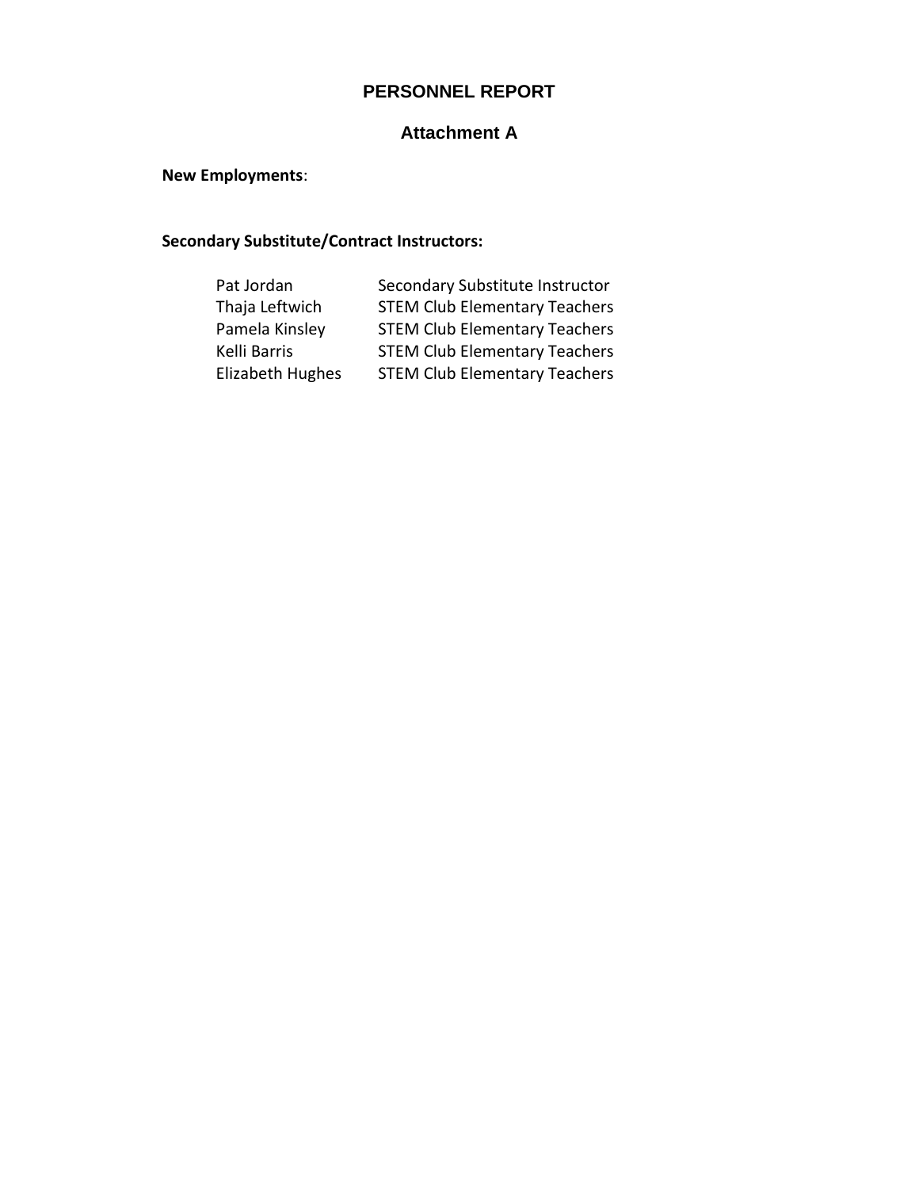# PERSONNEL REPORT

## Attachment A

**New Employments**:

**Secondary Substitute/Contract Instructors:**

| | |
|---|---|
| Pat Jordan | Secondary Substitute Instructor |
| Thaja Leftwich | STEM Club Elementary Teachers |
| Pamela Kinsley | STEM Club Elementary Teachers |
| Kelli Barris | STEM Club Elementary Teachers |
| Elizabeth Hughes | STEM Club Elementary Teachers |